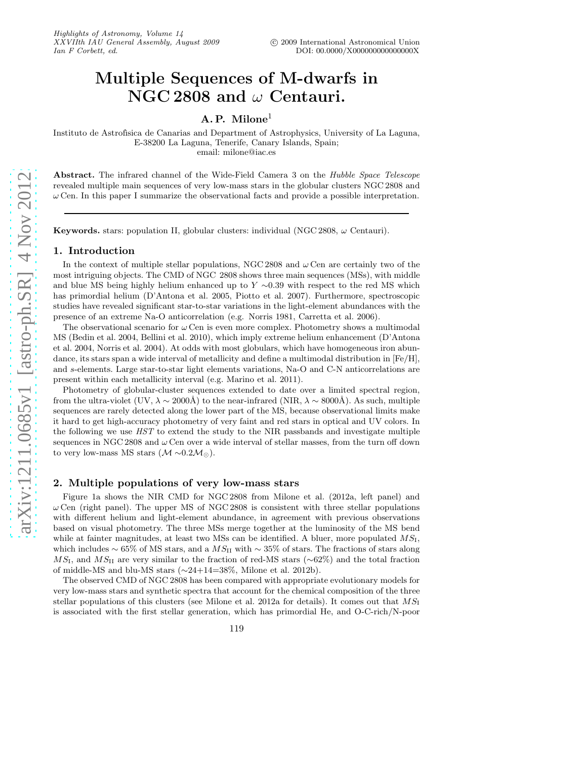# Multiple Sequences of M-dwarfs in NGC 2808 and $\omega$ Centauri.

**A. P. Milone**[1]

Instituto de Astrofisica de Canarias and Department of Astrophysics, University of La Laguna, E-38200 La Laguna, Tenerife, Canary Islands, Spain;
email: milone@iac.es

**Abstract.** The infrared channel of the Wide-Field Camera 3 on the *Hubble Space Telescope* revealed multiple main sequences of very low-mass stars in the globular clusters NGC 2808 and $\omega$ Cen. In this paper I summarize the observational facts and provide a possible interpretation.

**Keywords.** stars: population II, globular clusters: individual (NGC 2808, $\omega$ Centauri).

## 1. Introduction

In the context of multiple stellar populations, NGC 2808 and $\omega$ Cen are certainly two of the most intriguing objects. The CMD of NGC 2808 shows three main sequences (MSs), with middle and blue MS being highly helium enhanced up to $Y \sim 0.39$ with respect to the red MS which has primordial helium (D'Antona et al. 2005, Piotto et al. 2007). Furthermore, spectroscopic studies have revealed significant star-to-star variations in the light-element abundances with the presence of an extreme Na-O anticorrelation (e.g. Norris 1981, Carretta et al. 2006).

The observational scenario for $\omega$ Cen is even more complex. Photometry shows a multimodal MS (Bedin et al. 2004, Bellini et al. 2010), which imply extreme helium enhancement (D'Antona et al. 2004, Norris et al. 2004). At odds with most globulars, which have homogeneous iron abundance, its stars span a wide interval of metallicity and define a multimodal distribution in [Fe/H], and *s*-elements. Large star-to-star light elements variations, Na-O and C-N anticorrelations are present within each metallicity interval (e.g. Marino et al. 2011).

Photometry of globular-cluster sequences extended to date over a limited spectral region, from the ultra-violet (UV, $\lambda \sim 2000$Å) to the near-infrared (NIR, $\lambda \sim 8000$Å). As such, multiple sequences are rarely detected along the lower part of the MS, because observational limits make it hard to get high-accuracy photometry of very faint and red stars in optical and UV colors. In the following we use *HST* to extend the study to the NIR passbands and investigate multiple sequences in NGC 2808 and $\omega$ Cen over a wide interval of stellar masses, from the turn off down to very low-mass MS stars ($\mathcal{M} \sim 0.2\mathcal{M}_{\odot}$).

## 2. Multiple populations of very low-mass stars

Figure 1a shows the NIR CMD for NGC 2808 from Milone et al. (2012a, left panel) and $\omega$ Cen (right panel). The upper MS of NGC 2808 is consistent with three stellar populations with different helium and light-element abundance, in agreement with previous observations based on visual photometry. The three MSs merge together at the luminosity of the MS bend while at fainter magnitudes, at least two MSs can be identified. A bluer, more populated $MS_{\rm I}$, which includes $\sim 65\%$ of MS stars, and a $MS_{\rm II}$ with $\sim 35\%$ of stars. The fractions of stars along $MS_{\rm I}$, and $MS_{\rm II}$ are very similar to the fraction of red-MS stars ($\sim$62%) and the total fraction of middle-MS and blu-MS stars ($\sim$24+14=38%, Milone et al. 2012b).

The observed CMD of NGC 2808 has been compared with appropriate evolutionary models for very low-mass stars and synthetic spectra that account for the chemical composition of the three stellar populations of this clusters (see Milone et al. 2012a for details). It comes out that $MS_{\rm I}$ is associated with the first stellar generation, which has primordial He, and O-C-rich/N-poor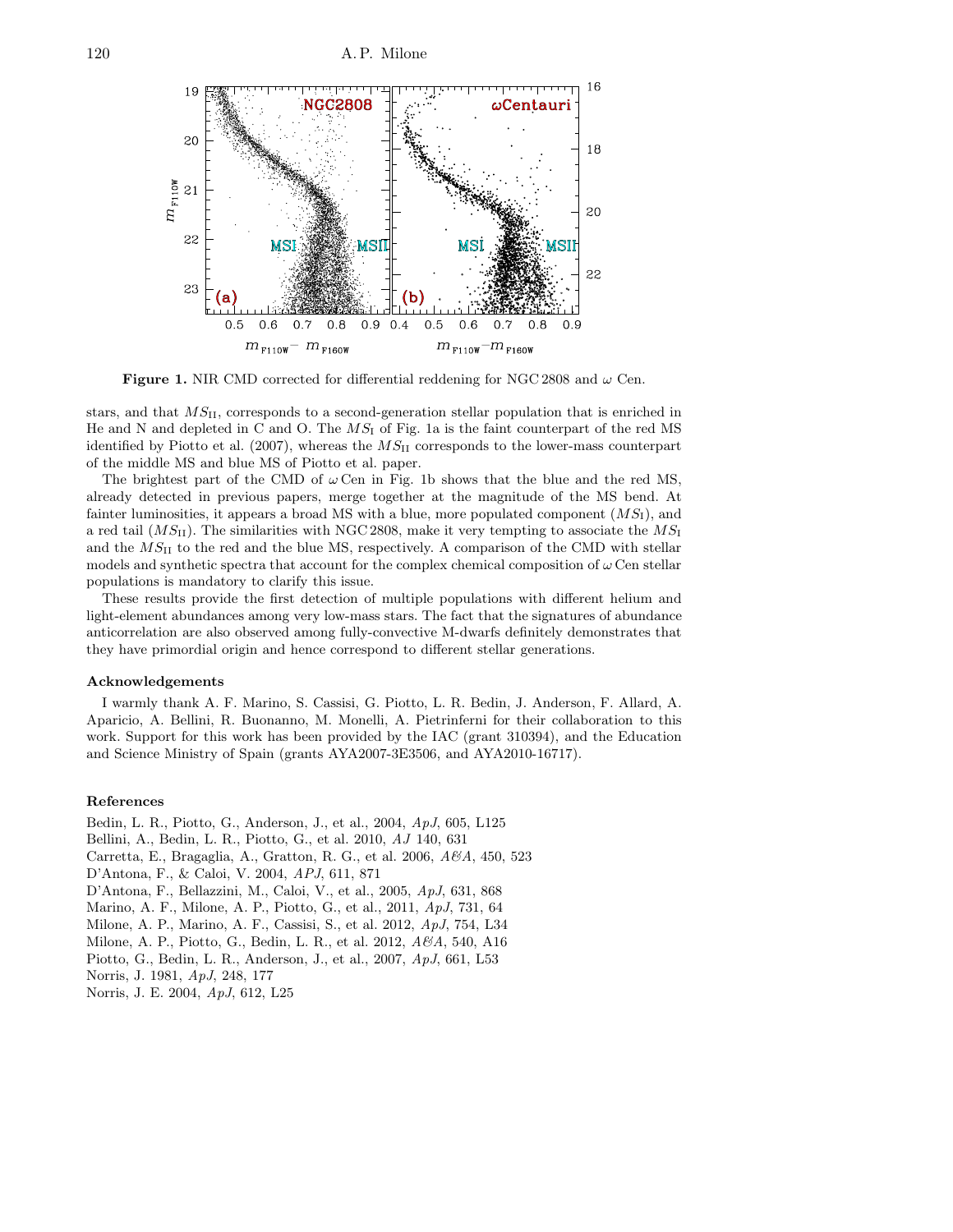NGC2808

ωCentauri

MSI MSII

MSI MSII

(a) (b)

19 20 21 22 23

16 18 20 22

$m_{F110W}$

0.5 0.6 0.7 0.8 0.9 0.4 0.5 0.6 0.7 0.8 0.9

$m_{F110W} - m_{F160W}$

$m_{F110W} - m_{F160W}$

**Figure 1.** NIR CMD corrected for differential reddening for NGC 2808 and $\omega$ Cen.

stars, and that $MS_{\rm II}$, corresponds to a second-generation stellar population that is enriched in He and N and depleted in C and O. The $MS_{\rm I}$ of Fig. 1a is the faint counterpart of the red MS identified by Piotto et al. (2007), whereas the $MS_{\rm II}$ corresponds to the lower-mass counterpart of the middle MS and blue MS of Piotto et al. paper.

The brightest part of the CMD of $\omega$ Cen in Fig. 1b shows that the blue and the red MS, already detected in previous papers, merge together at the magnitude of the MS bend. At fainter luminosities, it appears a broad MS with a blue, more populated component ($MS_{\rm I}$), and a red tail ($MS_{\rm II}$). The similarities with NGC 2808, make it very tempting to associate the $MS_{\rm I}$ and the $MS_{\rm II}$ to the red and the blue MS, respectively. A comparison of the CMD with stellar models and synthetic spectra that account for the complex chemical composition of $\omega$ Cen stellar populations is mandatory to clarify this issue.

These results provide the first detection of multiple populations with different helium and light-element abundances among very low-mass stars. The fact that the signatures of abundance anticorrelation are also observed among fully-convective M-dwarfs definitely demonstrates that they have primordial origin and hence correspond to different stellar generations.

### Acknowledgements

I warmly thank A. F. Marino, S. Cassisi, G. Piotto, L. R. Bedin, J. Anderson, F. Allard, A. Aparicio, A. Bellini, R. Buonanno, M. Monelli, A. Pietrinferni for their collaboration to this work. Support for this work has been provided by the IAC (grant 310394), and the Education and Science Ministry of Spain (grants AYA2007-3E3506, and AYA2010-16717).

### References

Bedin, L. R., Piotto, G., Anderson, J., et al., 2004, *ApJ*, 605, L125
Bellini, A., Bedin, L. R., Piotto, G., et al. 2010, *AJ* 140, 631
Carretta, E., Bragaglia, A., Gratton, R. G., et al. 2006, *A&A*, 450, 523
D'Antona, F., & Caloi, V. 2004, *APJ*, 611, 871
D'Antona, F., Bellazzini, M., Caloi, V., et al., 2005, *ApJ*, 631, 868
Marino, A. F., Milone, A. P., Piotto, G., et al., 2011, *ApJ*, 731, 64
Milone, A. P., Marino, A. F., Cassisi, S., et al. 2012, *ApJ*, 754, L34
Milone, A. P., Piotto, G., Bedin, L. R., et al. 2012, *A&A*, 540, A16
Piotto, G., Bedin, L. R., Anderson, J., et al., 2007, *ApJ*, 661, L53
Norris, J. 1981, *ApJ*, 248, 177
Norris, J. E. 2004, *ApJ*, 612, L25